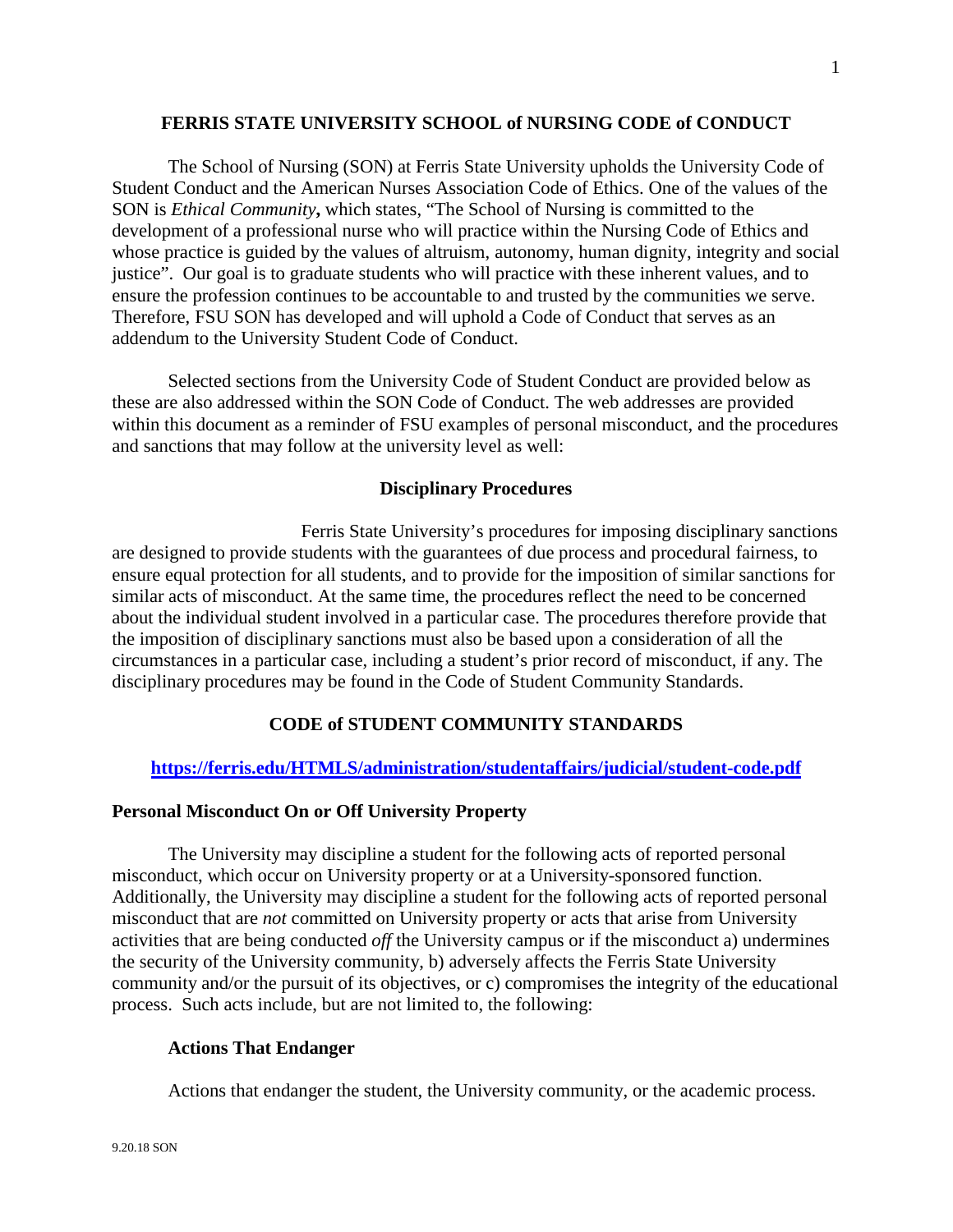# FERRIS STATE UNIVERSITY SCHOOL of NURSING CODE of CONDUCT

The School of Nursing (SON) at Ferris State University upholds the University Code of Student Conduct and the American Nurses Association Code of Ethics. One of the values of the SON is *Ethical Community***,** which states, "The School of Nursing is committed to the development of a professional nurse who will practice within the Nursing Code of Ethics and whose practice is guided by the values of altruism, autonomy, human dignity, integrity and social justice". Our goal is to graduate students who will practice with these inherent values, and to ensure the profession continues to be accountable to and trusted by the communities we serve. Therefore, FSU SON has developed and will uphold a Code of Conduct that serves as an addendum to the University Student Code of Conduct.

Selected sections from the University Code of Student Conduct are provided below as these are also addressed within the SON Code of Conduct. The web addresses are provided within this document as a reminder of FSU examples of personal misconduct, and the procedures and sanctions that may follow at the university level as well:

## Disciplinary Procedures

Ferris State University's procedures for imposing disciplinary sanctions are designed to provide students with the guarantees of due process and procedural fairness, to ensure equal protection for all students, and to provide for the imposition of similar sanctions for similar acts of misconduct. At the same time, the procedures reflect the need to be concerned about the individual student involved in a particular case. The procedures therefore provide that the imposition of disciplinary sanctions must also be based upon a consideration of all the circumstances in a particular case, including a student's prior record of misconduct, if any. The disciplinary procedures may be found in the Code of Student Community Standards.

## CODE of STUDENT COMMUNITY STANDARDS

**https://ferris.edu/HTMLS/administration/studentaffairs/judicial/student-code.pdf**

### Personal Misconduct On or Off University Property

The University may discipline a student for the following acts of reported personal misconduct, which occur on University property or at a University-sponsored function. Additionally, the University may discipline a student for the following acts of reported personal misconduct that are *not* committed on University property or acts that arise from University activities that are being conducted *off* the University campus or if the misconduct a) undermines the security of the University community, b) adversely affects the Ferris State University community and/or the pursuit of its objectives, or c) compromises the integrity of the educational process. Such acts include, but are not limited to, the following:

#### Actions That Endanger

Actions that endanger the student, the University community, or the academic process.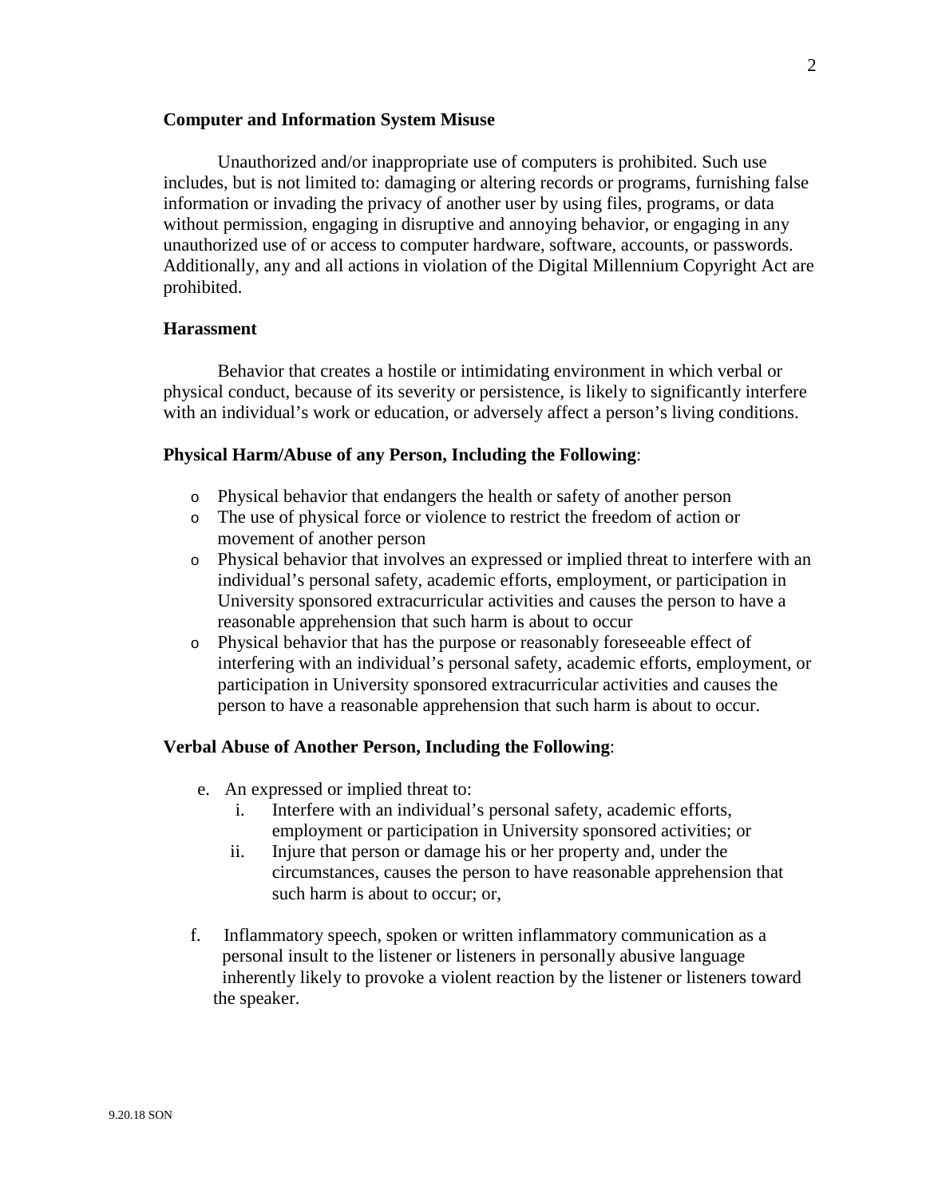**Computer and Information System Misuse**

Unauthorized and/or inappropriate use of computers is prohibited. Such use includes, but is not limited to: damaging or altering records or programs, furnishing false information or invading the privacy of another user by using files, programs, or data without permission, engaging in disruptive and annoying behavior, or engaging in any unauthorized use of or access to computer hardware, software, accounts, or passwords. Additionally, any and all actions in violation of the Digital Millennium Copyright Act are prohibited.

**Harassment**

Behavior that creates a hostile or intimidating environment in which verbal or physical conduct, because of its severity or persistence, is likely to significantly interfere with an individual's work or education, or adversely affect a person's living conditions.

**Physical Harm/Abuse of any Person, Including the Following**:

- Physical behavior that endangers the health or safety of another person
- The use of physical force or violence to restrict the freedom of action or movement of another person
- Physical behavior that involves an expressed or implied threat to interfere with an individual's personal safety, academic efforts, employment, or participation in University sponsored extracurricular activities and causes the person to have a reasonable apprehension that such harm is about to occur
- Physical behavior that has the purpose or reasonably foreseeable effect of interfering with an individual's personal safety, academic efforts, employment, or participation in University sponsored extracurricular activities and causes the person to have a reasonable apprehension that such harm is about to occur.

**Verbal Abuse of Another Person, Including the Following**:

e. An expressed or implied threat to:
   i. Interfere with an individual's personal safety, academic efforts, employment or participation in University sponsored activities; or
   ii. Injure that person or damage his or her property and, under the circumstances, causes the person to have reasonable apprehension that such harm is about to occur; or,

f. Inflammatory speech, spoken or written inflammatory communication as a personal insult to the listener or listeners in personally abusive language inherently likely to provoke a violent reaction by the listener or listeners toward the speaker.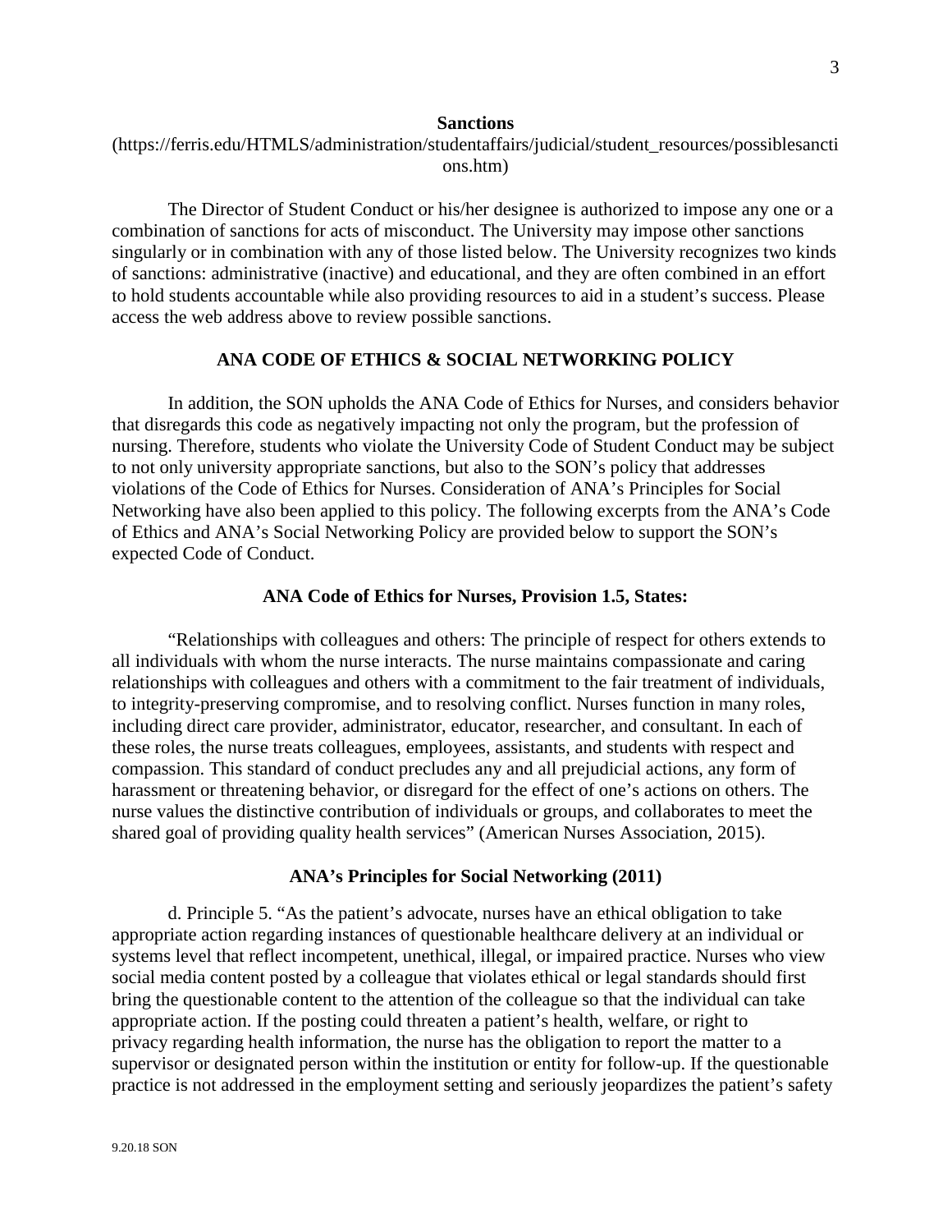**Sanctions**

(https://ferris.edu/HTMLS/administration/studentaffairs/judicial/student_resources/possiblesanctions.htm)

The Director of Student Conduct or his/her designee is authorized to impose any one or a combination of sanctions for acts of misconduct. The University may impose other sanctions singularly or in combination with any of those listed below. The University recognizes two kinds of sanctions: administrative (inactive) and educational, and they are often combined in an effort to hold students accountable while also providing resources to aid in a student's success. Please access the web address above to review possible sanctions.

## ANA CODE OF ETHICS & SOCIAL NETWORKING POLICY

In addition, the SON upholds the ANA Code of Ethics for Nurses, and considers behavior that disregards this code as negatively impacting not only the program, but the profession of nursing. Therefore, students who violate the University Code of Student Conduct may be subject to not only university appropriate sanctions, but also to the SON's policy that addresses violations of the Code of Ethics for Nurses. Consideration of ANA's Principles for Social Networking have also been applied to this policy. The following excerpts from the ANA's Code of Ethics and ANA's Social Networking Policy are provided below to support the SON's expected Code of Conduct.

### ANA Code of Ethics for Nurses, Provision 1.5, States:

"Relationships with colleagues and others: The principle of respect for others extends to all individuals with whom the nurse interacts. The nurse maintains compassionate and caring relationships with colleagues and others with a commitment to the fair treatment of individuals, to integrity-preserving compromise, and to resolving conflict. Nurses function in many roles, including direct care provider, administrator, educator, researcher, and consultant. In each of these roles, the nurse treats colleagues, employees, assistants, and students with respect and compassion. This standard of conduct precludes any and all prejudicial actions, any form of harassment or threatening behavior, or disregard for the effect of one's actions on others. The nurse values the distinctive contribution of individuals or groups, and collaborates to meet the shared goal of providing quality health services" (American Nurses Association, 2015).

### ANA's Principles for Social Networking (2011)

d. Principle 5. "As the patient's advocate, nurses have an ethical obligation to take appropriate action regarding instances of questionable healthcare delivery at an individual or systems level that reflect incompetent, unethical, illegal, or impaired practice. Nurses who view social media content posted by a colleague that violates ethical or legal standards should first bring the questionable content to the attention of the colleague so that the individual can take appropriate action. If the posting could threaten a patient's health, welfare, or right to privacy regarding health information, the nurse has the obligation to report the matter to a supervisor or designated person within the institution or entity for follow-up. If the questionable practice is not addressed in the employment setting and seriously jeopardizes the patient's safety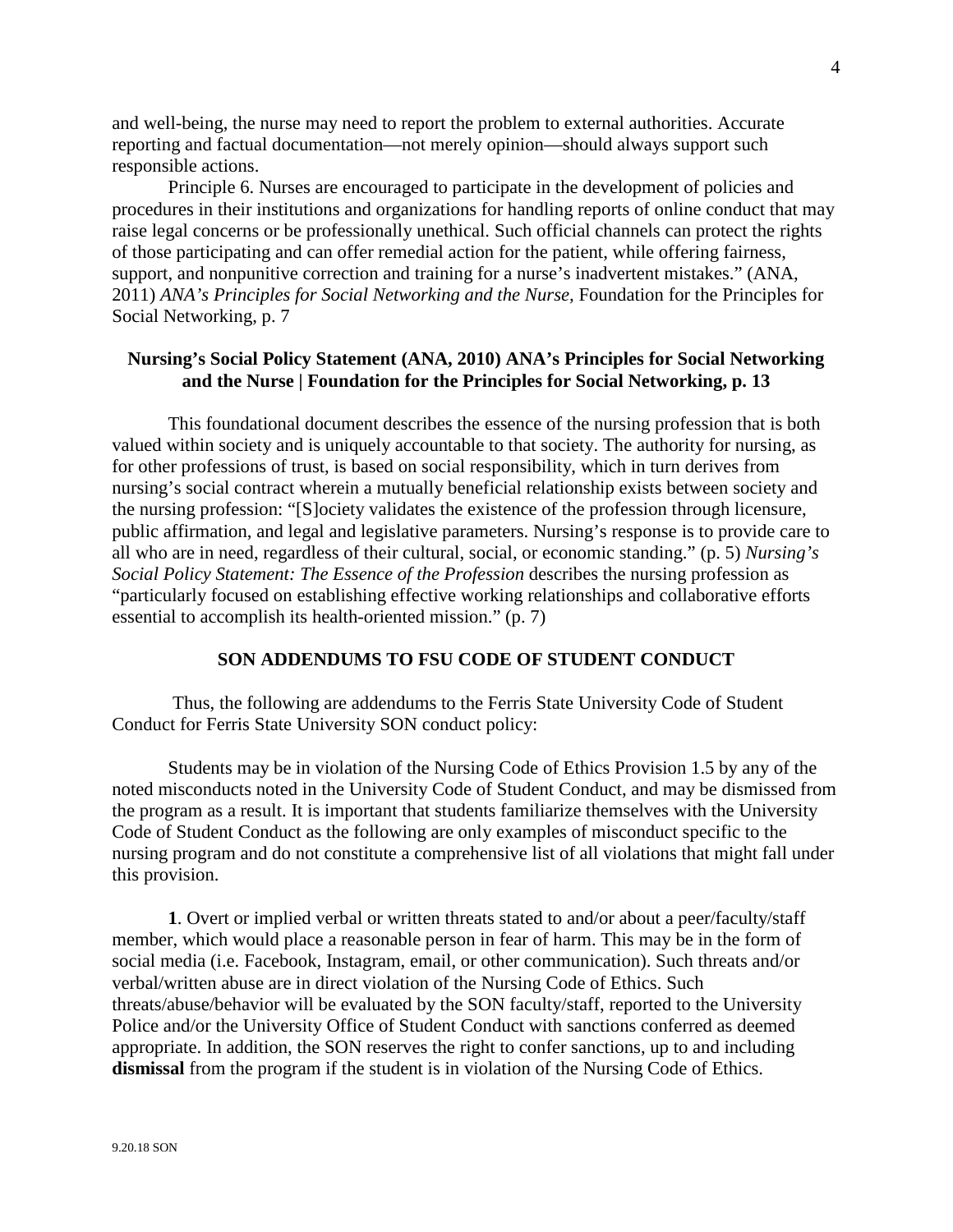and well-being, the nurse may need to report the problem to external authorities. Accurate reporting and factual documentation—not merely opinion—should always support such responsible actions.

Principle 6. Nurses are encouraged to participate in the development of policies and procedures in their institutions and organizations for handling reports of online conduct that may raise legal concerns or be professionally unethical. Such official channels can protect the rights of those participating and can offer remedial action for the patient, while offering fairness, support, and nonpunitive correction and training for a nurse's inadvertent mistakes." (ANA, 2011) *ANA's Principles for Social Networking and the Nurse,* Foundation for the Principles for Social Networking, p. 7

**Nursing's Social Policy Statement (ANA, 2010) ANA's Principles for Social Networking and the Nurse | Foundation for the Principles for Social Networking, p. 13**

This foundational document describes the essence of the nursing profession that is both valued within society and is uniquely accountable to that society. The authority for nursing, as for other professions of trust, is based on social responsibility, which in turn derives from nursing's social contract wherein a mutually beneficial relationship exists between society and the nursing profession: "[S]ociety validates the existence of the profession through licensure, public affirmation, and legal and legislative parameters. Nursing's response is to provide care to all who are in need, regardless of their cultural, social, or economic standing." (p. 5) *Nursing's Social Policy Statement: The Essence of the Profession* describes the nursing profession as "particularly focused on establishing effective working relationships and collaborative efforts essential to accomplish its health-oriented mission." (p. 7)

**SON ADDENDUMS TO FSU CODE OF STUDENT CONDUCT**

Thus, the following are addendums to the Ferris State University Code of Student Conduct for Ferris State University SON conduct policy:

Students may be in violation of the Nursing Code of Ethics Provision 1.5 by any of the noted misconducts noted in the University Code of Student Conduct, and may be dismissed from the program as a result. It is important that students familiarize themselves with the University Code of Student Conduct as the following are only examples of misconduct specific to the nursing program and do not constitute a comprehensive list of all violations that might fall under this provision.

**1**. Overt or implied verbal or written threats stated to and/or about a peer/faculty/staff member, which would place a reasonable person in fear of harm. This may be in the form of social media (i.e. Facebook, Instagram, email, or other communication). Such threats and/or verbal/written abuse are in direct violation of the Nursing Code of Ethics. Such threats/abuse/behavior will be evaluated by the SON faculty/staff, reported to the University Police and/or the University Office of Student Conduct with sanctions conferred as deemed appropriate. In addition, the SON reserves the right to confer sanctions, up to and including **dismissal** from the program if the student is in violation of the Nursing Code of Ethics.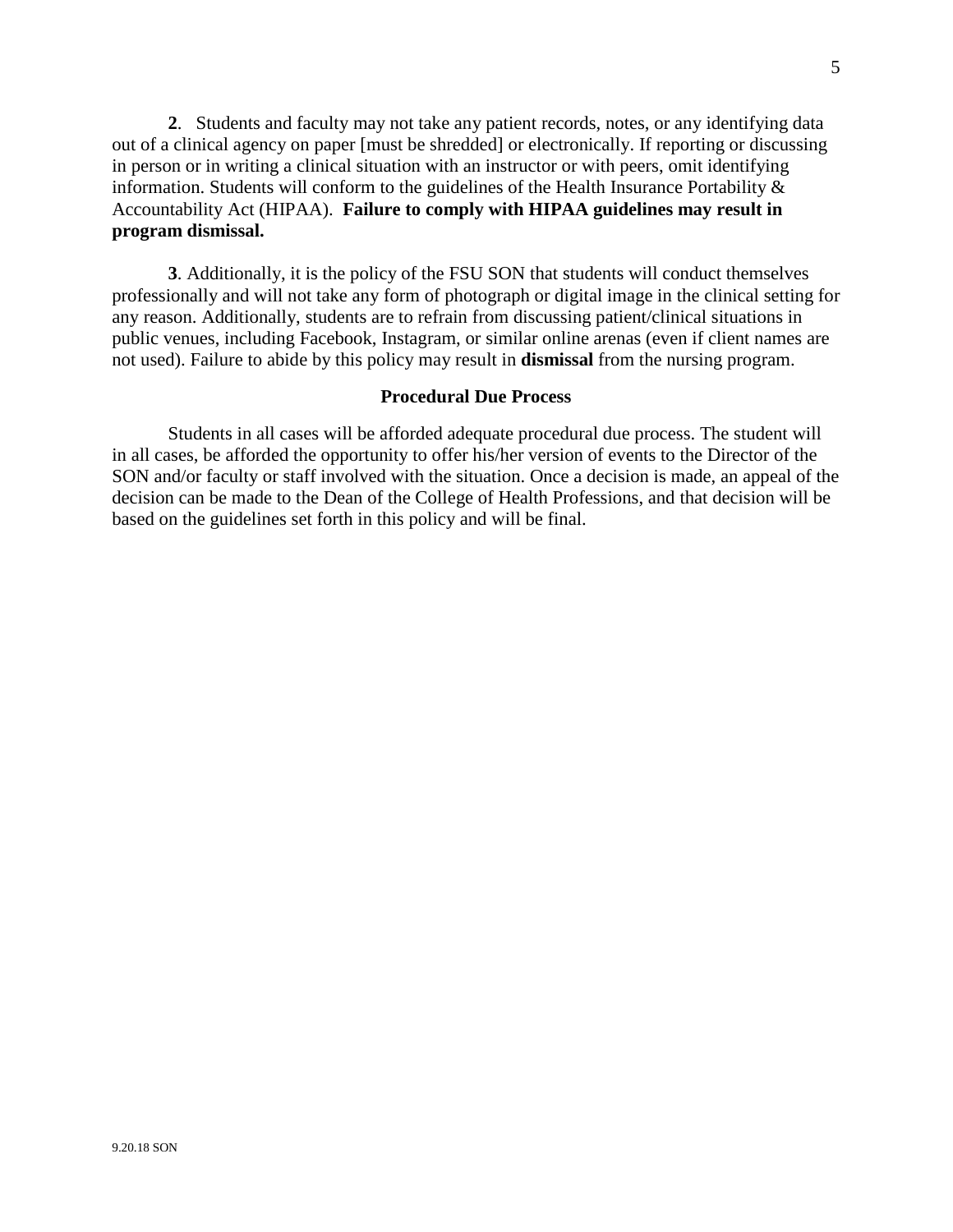**2**. Students and faculty may not take any patient records, notes, or any identifying data out of a clinical agency on paper [must be shredded] or electronically. If reporting or discussing in person or in writing a clinical situation with an instructor or with peers, omit identifying information. Students will conform to the guidelines of the Health Insurance Portability & Accountability Act (HIPAA). **Failure to comply with HIPAA guidelines may result in program dismissal.**

**3**. Additionally, it is the policy of the FSU SON that students will conduct themselves professionally and will not take any form of photograph or digital image in the clinical setting for any reason. Additionally, students are to refrain from discussing patient/clinical situations in public venues, including Facebook, Instagram, or similar online arenas (even if client names are not used). Failure to abide by this policy may result in **dismissal** from the nursing program.

### Procedural Due Process

Students in all cases will be afforded adequate procedural due process. The student will in all cases, be afforded the opportunity to offer his/her version of events to the Director of the SON and/or faculty or staff involved with the situation. Once a decision is made, an appeal of the decision can be made to the Dean of the College of Health Professions, and that decision will be based on the guidelines set forth in this policy and will be final.